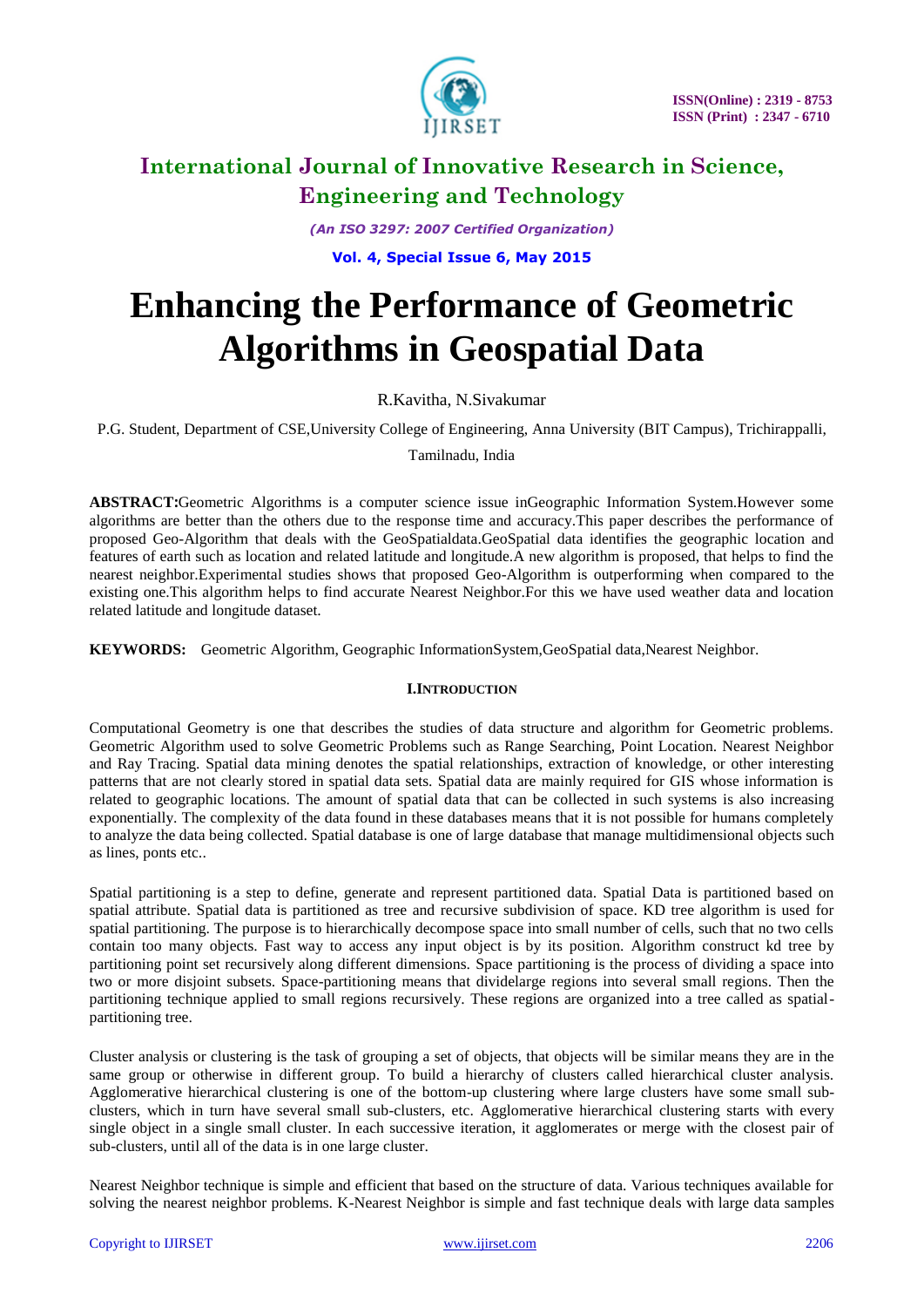# International Journal of Innovative Research in Science, Engineering and Technology

*(An ISO 3297: 2007 Certified Organization)*

**Vol. 4, Special Issue 6, May 2015**

# Enhancing the Performance of Geometric Algorithms in Geospatial Data

R.Kavitha, N.Sivakumar

P.G. Student, Department of CSE,University College of Engineering, Anna University (BIT Campus), Trichirappalli, Tamilnadu, India

**ABSTRACT:**Geometric Algorithms is a computer science issue inGeographic Information System.However some algorithms are better than the others due to the response time and accuracy.This paper describes the performance of proposed Geo-Algorithm that deals with the GeoSpatialdata.GeoSpatial data identifies the geographic location and features of earth such as location and related latitude and longitude.A new algorithm is proposed, that helps to find the nearest neighbor.Experimental studies shows that proposed Geo-Algorithm is outperforming when compared to the existing one.This algorithm helps to find accurate Nearest Neighbor.For this we have used weather data and location related latitude and longitude dataset.

**KEYWORDS:** Geometric Algorithm, Geographic InformationSystem,GeoSpatial data,Nearest Neighbor.

## I.INTRODUCTION

Computational Geometry is one that describes the studies of data structure and algorithm for Geometric problems. Geometric Algorithm used to solve Geometric Problems such as Range Searching, Point Location. Nearest Neighbor and Ray Tracing. Spatial data mining denotes the spatial relationships, extraction of knowledge, or other interesting patterns that are not clearly stored in spatial data sets. Spatial data are mainly required for GIS whose information is related to geographic locations. The amount of spatial data that can be collected in such systems is also increasing exponentially. The complexity of the data found in these databases means that it is not possible for humans completely to analyze the data being collected. Spatial database is one of large database that manage multidimensional objects such as lines, ponts etc..

Spatial partitioning is a step to define, generate and represent partitioned data. Spatial Data is partitioned based on spatial attribute. Spatial data is partitioned as tree and recursive subdivision of space. KD tree algorithm is used for spatial partitioning. The purpose is to hierarchically decompose space into small number of cells, such that no two cells contain too many objects. Fast way to access any input object is by its position. Algorithm construct kd tree by partitioning point set recursively along different dimensions. Space partitioning is the process of dividing a space into two or more disjoint subsets. Space-partitioning means that dividelarge regions into several small regions. Then the partitioning technique applied to small regions recursively. These regions are organized into a tree called as spatial-partitioning tree.

Cluster analysis or clustering is the task of grouping a set of objects, that objects will be similar means they are in the same group or otherwise in different group. To build a hierarchy of clusters called hierarchical cluster analysis. Agglomerative hierarchical clustering is one of the bottom-up clustering where large clusters have some small sub-clusters, which in turn have several small sub-clusters, etc. Agglomerative hierarchical clustering starts with every single object in a single small cluster. In each successive iteration, it agglomerates or merge with the closest pair of sub-clusters, until all of the data is in one large cluster.

Nearest Neighbor technique is simple and efficient that based on the structure of data. Various techniques available for solving the nearest neighbor problems. K-Nearest Neighbor is simple and fast technique deals with large data samples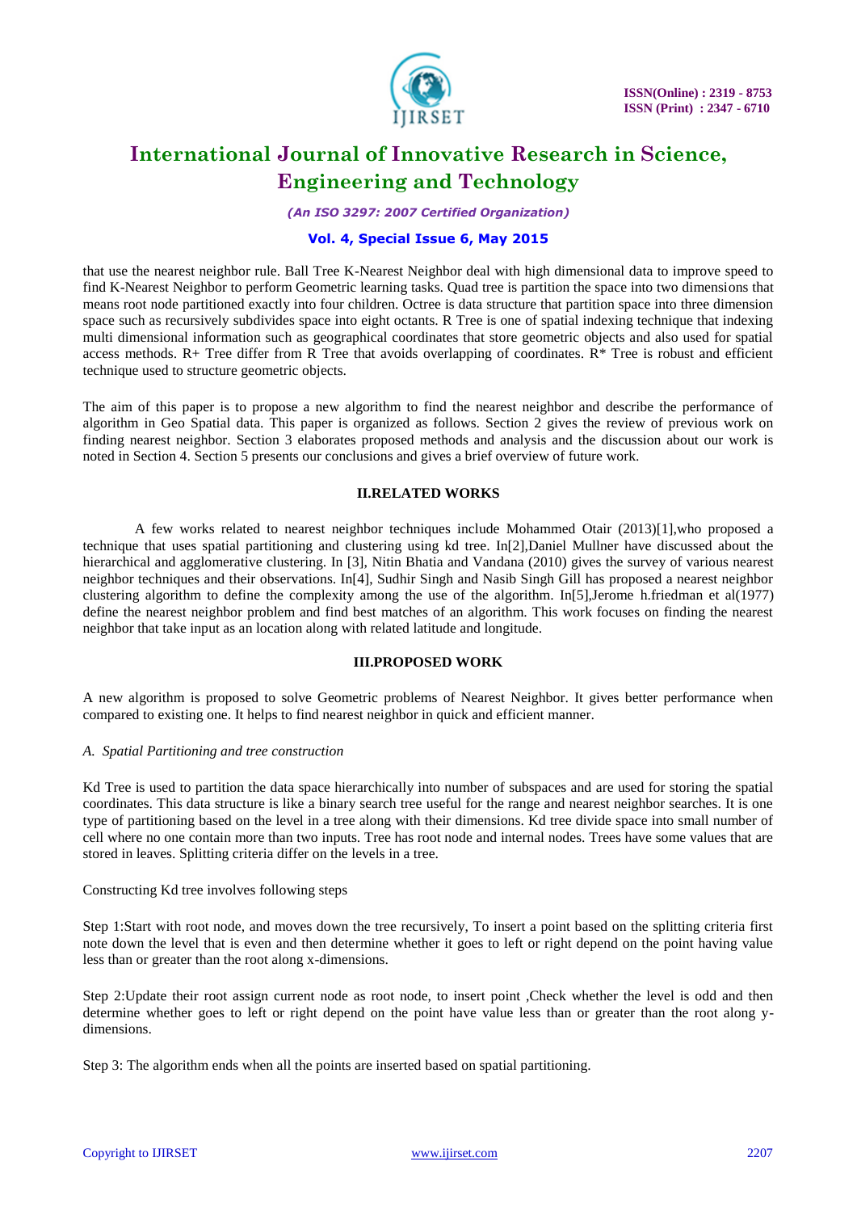that use the nearest neighbor rule. Ball Tree K-Nearest Neighbor deal with high dimensional data to improve speed to find K-Nearest Neighbor to perform Geometric learning tasks. Quad tree is partition the space into two dimensions that means root node partitioned exactly into four children. Octree is data structure that partition space into three dimension space such as recursively subdivides space into eight octants. R Tree is one of spatial indexing technique that indexing multi dimensional information such as geographical coordinates that store geometric objects and also used for spatial access methods. R+ Tree differ from R Tree that avoids overlapping of coordinates. R* Tree is robust and efficient technique used to structure geometric objects.

The aim of this paper is to propose a new algorithm to find the nearest neighbor and describe the performance of algorithm in Geo Spatial data. This paper is organized as follows. Section 2 gives the review of previous work on finding nearest neighbor. Section 3 elaborates proposed methods and analysis and the discussion about our work is noted in Section 4. Section 5 presents our conclusions and gives a brief overview of future work.

## II.RELATED WORKS

A few works related to nearest neighbor techniques include Mohammed Otair (2013)[1],who proposed a technique that uses spatial partitioning and clustering using kd tree. In[2],Daniel Mullner have discussed about the hierarchical and agglomerative clustering. In [3], Nitin Bhatia and Vandana (2010) gives the survey of various nearest neighbor techniques and their observations. In[4], Sudhir Singh and Nasib Singh Gill has proposed a nearest neighbor clustering algorithm to define the complexity among the use of the algorithm. In[5],Jerome h.friedman et al(1977) define the nearest neighbor problem and find best matches of an algorithm. This work focuses on finding the nearest neighbor that take input as an location along with related latitude and longitude.

## III.PROPOSED WORK

A new algorithm is proposed to solve Geometric problems of Nearest Neighbor. It gives better performance when compared to existing one. It helps to find nearest neighbor in quick and efficient manner.

### *A. Spatial Partitioning and tree construction*

Kd Tree is used to partition the data space hierarchically into number of subspaces and are used for storing the spatial coordinates. This data structure is like a binary search tree useful for the range and nearest neighbor searches. It is one type of partitioning based on the level in a tree along with their dimensions. Kd tree divide space into small number of cell where no one contain more than two inputs. Tree has root node and internal nodes. Trees have some values that are stored in leaves. Splitting criteria differ on the levels in a tree.

Constructing Kd tree involves following steps

Step 1:Start with root node, and moves down the tree recursively, To insert a point based on the splitting criteria first note down the level that is even and then determine whether it goes to left or right depend on the point having value less than or greater than the root along x-dimensions.

Step 2:Update their root assign current node as root node, to insert point ,Check whether the level is odd and then determine whether goes to left or right depend on the point have value less than or greater than the root along y-dimensions.

Step 3: The algorithm ends when all the points are inserted based on spatial partitioning.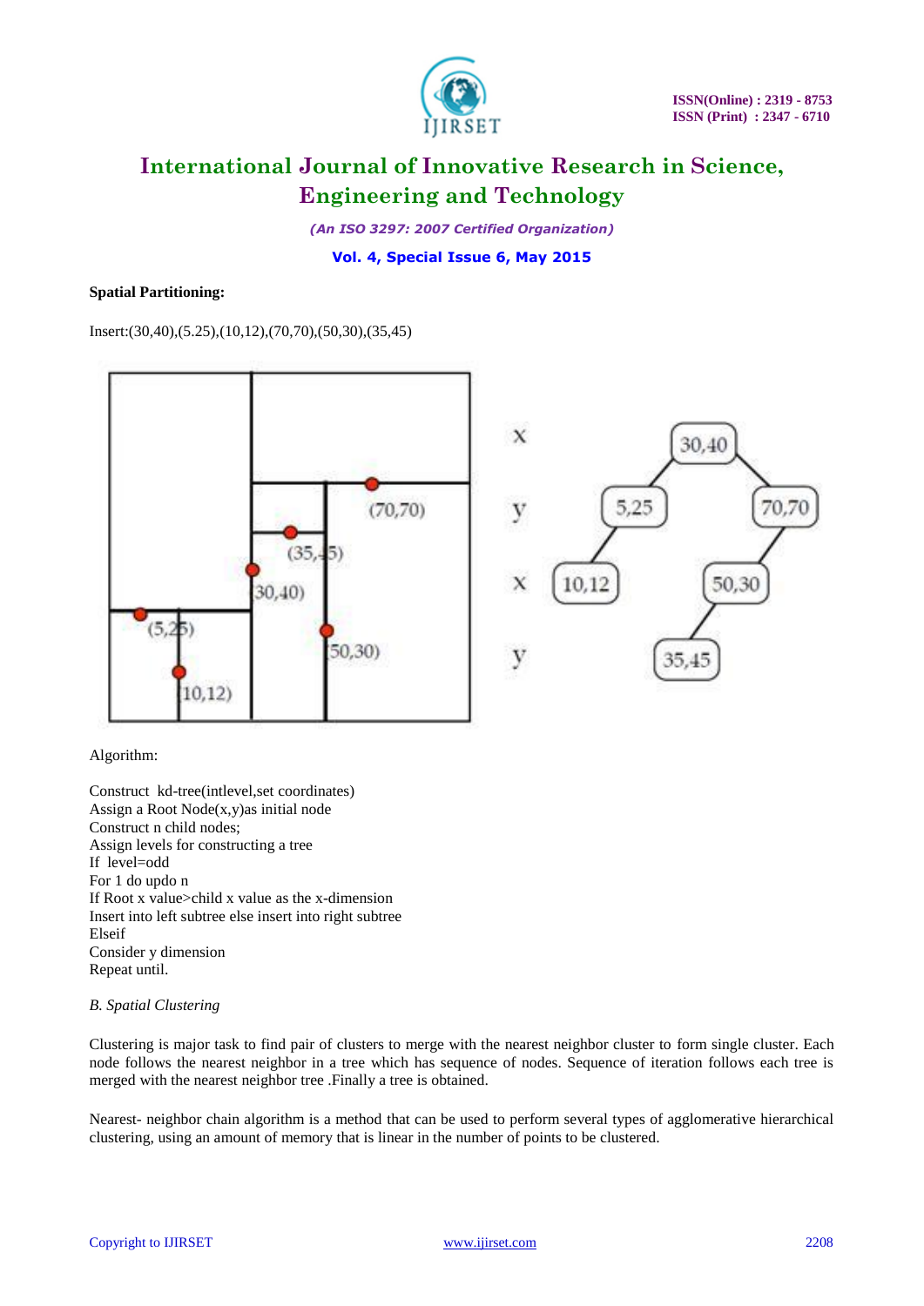**Spatial Partitioning:**

Insert:(30,40),(5.25),(10,12),(70,70),(50,30),(35,45)

Algorithm:

Construct kd-tree(intlevel,set coordinates)
Assign a Root Node(x,y)as initial node
Construct n child nodes;
Assign levels for constructing a tree
If level=odd
For 1 do updo n
If Root x value>child x value as the x-dimension
Insert into left subtree else insert into right subtree
Elseif
Consider y dimension
Repeat until.

*B. Spatial Clustering*

Clustering is major task to find pair of clusters to merge with the nearest neighbor cluster to form single cluster. Each node follows the nearest neighbor in a tree which has sequence of nodes. Sequence of iteration follows each tree is merged with the nearest neighbor tree .Finally a tree is obtained.

Nearest- neighbor chain algorithm is a method that can be used to perform several types of agglomerative hierarchical clustering, using an amount of memory that is linear in the number of points to be clustered.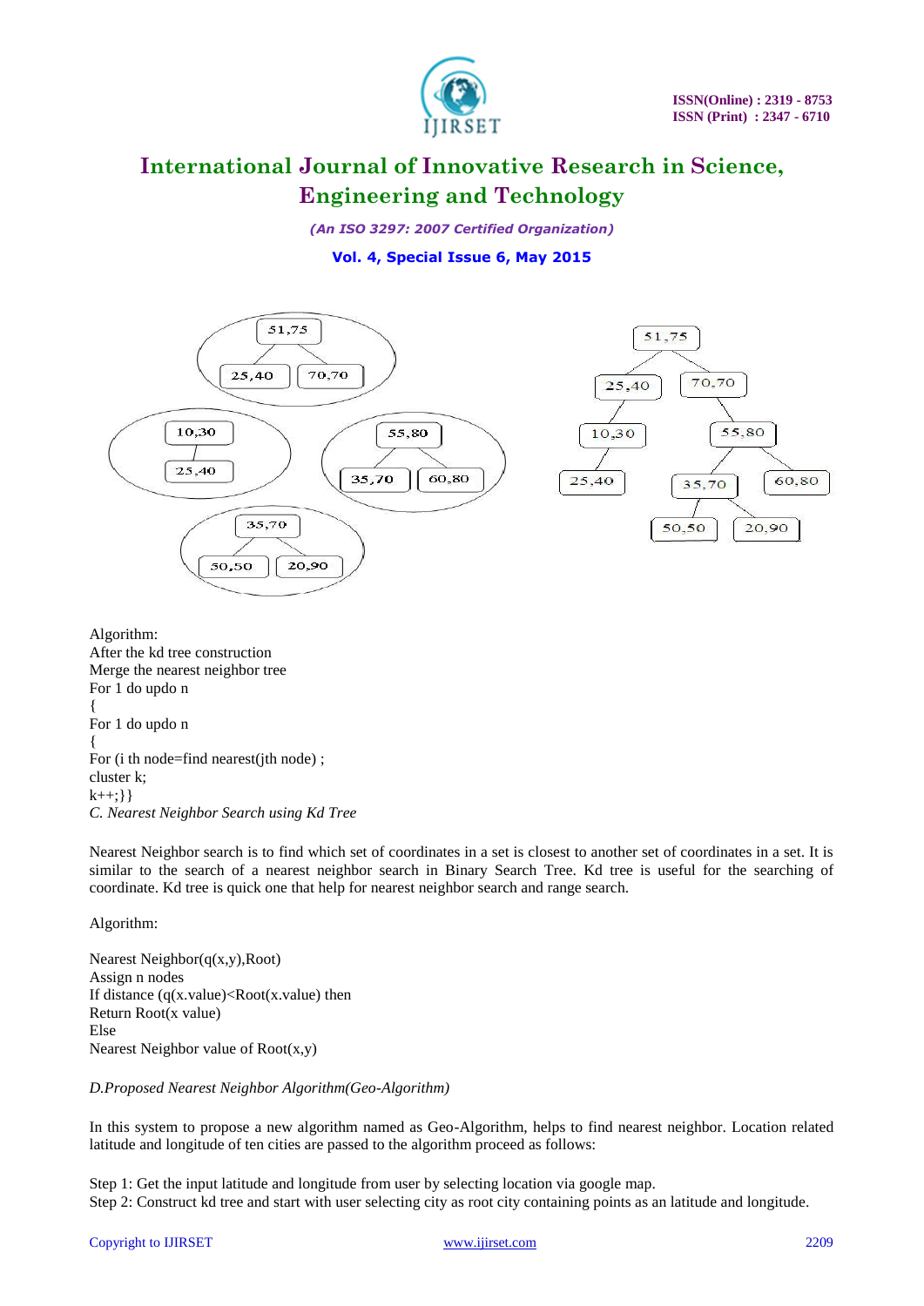Algorithm:
After the kd tree construction
Merge the nearest neighbor tree
For 1 do updo n
{
For 1 do updo n
{
For (i th node=find nearest(jth node) ;
cluster k;
k++;}}

*C. Nearest Neighbor Search using Kd Tree*

Nearest Neighbor search is to find which set of coordinates in a set is closest to another set of coordinates in a set. It is similar to the search of a nearest neighbor search in Binary Search Tree. Kd tree is useful for the searching of coordinate. Kd tree is quick one that help for nearest neighbor search and range search.

Algorithm:

Nearest Neighbor(q(x,y),Root)
Assign n nodes
If distance (q(x.value)<Root(x.value) then
Return Root(x value)
Else
Nearest Neighbor value of Root(x,y)

*D.Proposed Nearest Neighbor Algorithm(Geo-Algorithm)*

In this system to propose a new algorithm named as Geo-Algorithm, helps to find nearest neighbor. Location related latitude and longitude of ten cities are passed to the algorithm proceed as follows:

Step 1: Get the input latitude and longitude from user by selecting location via google map.
Step 2: Construct kd tree and start with user selecting city as root city containing points as an latitude and longitude.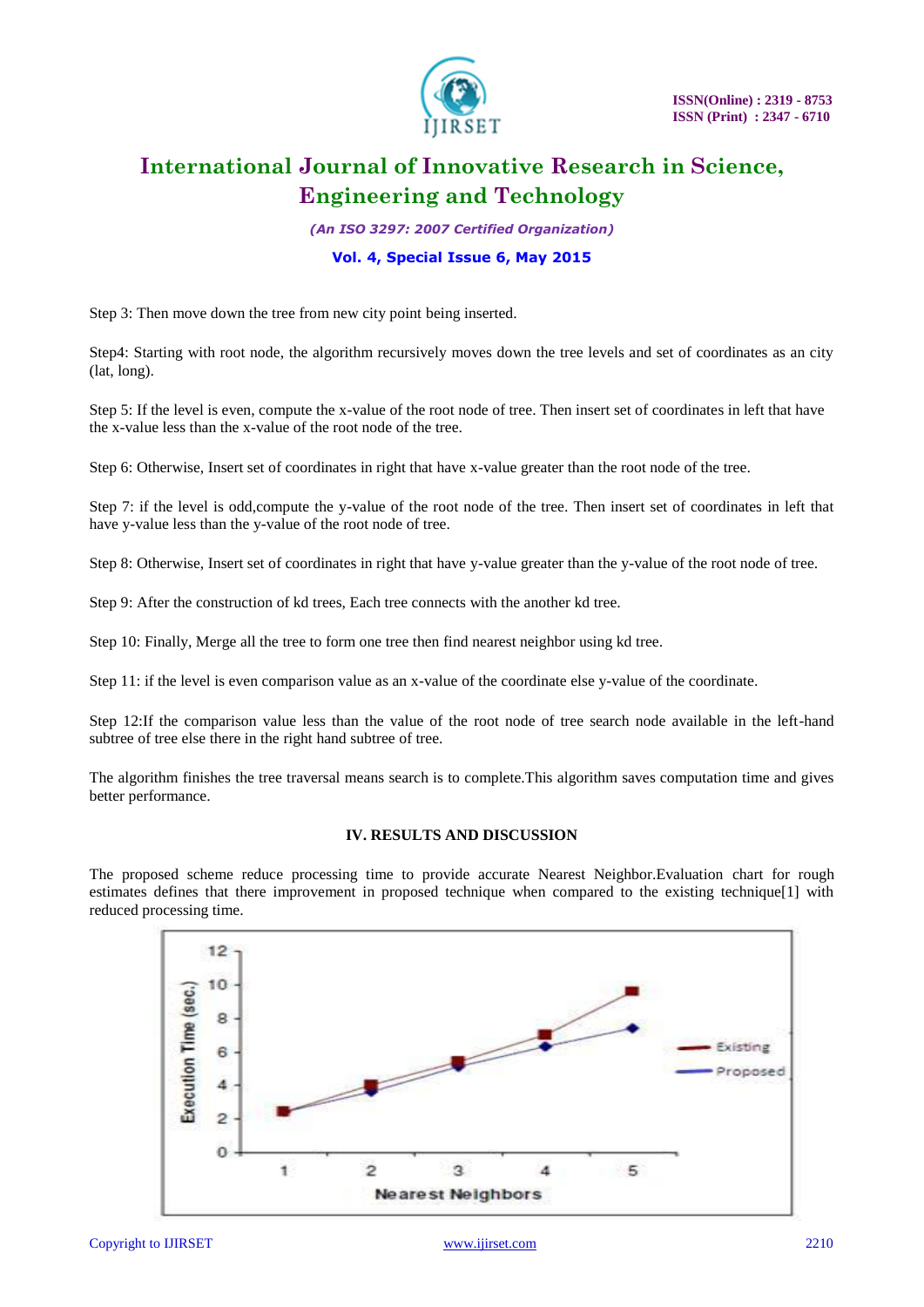Step 3: Then move down the tree from new city point being inserted.

Step4: Starting with root node, the algorithm recursively moves down the tree levels and set of coordinates as an city (lat, long).

Step 5: If the level is even, compute the x-value of the root node of tree. Then insert set of coordinates in left that have the x-value less than the x-value of the root node of the tree.

Step 6: Otherwise, Insert set of coordinates in right that have x-value greater than the root node of the tree.

Step 7: if the level is odd,compute the y-value of the root node of the tree. Then insert set of coordinates in left that have y-value less than the y-value of the root node of tree.

Step 8: Otherwise, Insert set of coordinates in right that have y-value greater than the y-value of the root node of tree.

Step 9: After the construction of kd trees, Each tree connects with the another kd tree.

Step 10: Finally, Merge all the tree to form one tree then find nearest neighbor using kd tree.

Step 11: if the level is even comparison value as an x-value of the coordinate else y-value of the coordinate.

Step 12:If the comparison value less than the value of the root node of tree search node available in the left-hand subtree of tree else there in the right hand subtree of tree.

The algorithm finishes the tree traversal means search is to complete.This algorithm saves computation time and gives better performance.

## IV. RESULTS AND DISCUSSION

The proposed scheme reduce processing time to provide accurate Nearest Neighbor.Evaluation chart for rough estimates defines that there improvement in proposed technique when compared to the existing technique[1] with reduced processing time.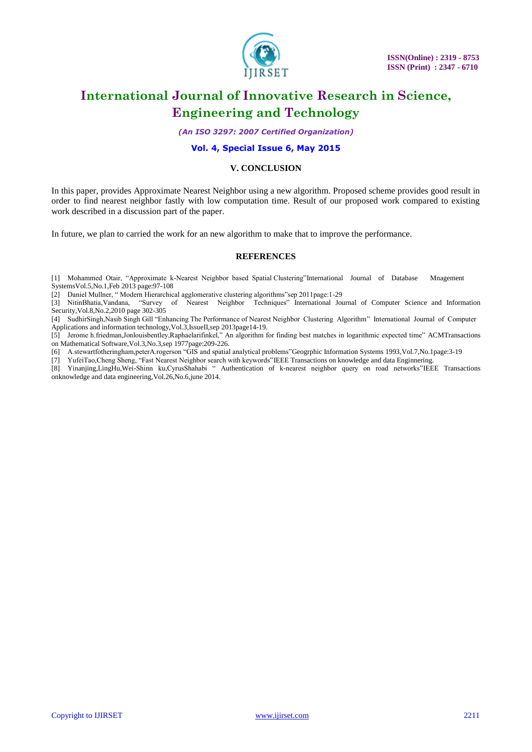## V. CONCLUSION

In this paper, provides Approximate Nearest Neighbor using a new algorithm. Proposed scheme provides good result in order to find nearest neighbor fastly with low computation time. Result of our proposed work compared to existing work described in a discussion part of the paper.

In future, we plan to carried the work for an new algorithm to make that to improve the performance.

## REFERENCES

[1] Mohammed Otair, "Approximate k-Nearest Neighbor based Spatial Clustering"International Journal of Database Mnagement SystemsVol.5,No.1,Feb 2013 page:97-108

[2] Daniel Mullner, " Modern Hierarchical agglomerative clustering algorithms"sep 2011page:1-29

[3] NitinBhatia,Vandana, "Survey of Nearest Neighbor Techniques" International Journal of Computer Science and Information Security,Vol.8,No.2,2010 page 302-305

[4] SudhirSingh,Nasib Singh Gill "Enhancing The Performance of Nearest Neighbor Clustering Algorithm" International Journal of Computer Applications and information technology,Vol.3,IssueII,sep 2013page14-19.

[5] Jerome h.friedman,Jonlouisbentley,Raphaelarifinkel," An algorithm for finding best matches in logarithmic expected time" ACMTransactions on Mathematical Software,Vol.3,No.3,sep 1977page:209-226.

[6] A.stewartfotheringham,peterA.rogerson "GIS and spatial analytical problems"Geogrphic Information Systems 1993,Vol.7,No.1page:3-19

[7] YufeiTao,Cheng Sheng, "Fast Nearest Neighbor search with keywords"IEEE Transactions on knowledge and data Enginnering.

[8] Yinanjing,LingHu,Wei-Shinn ku,CyrusShahabi " Authentication of k-nearest neighbor query on road networks"IEEE Transactions onknowledge and data engineering,Vol.26,No.6,june 2014.